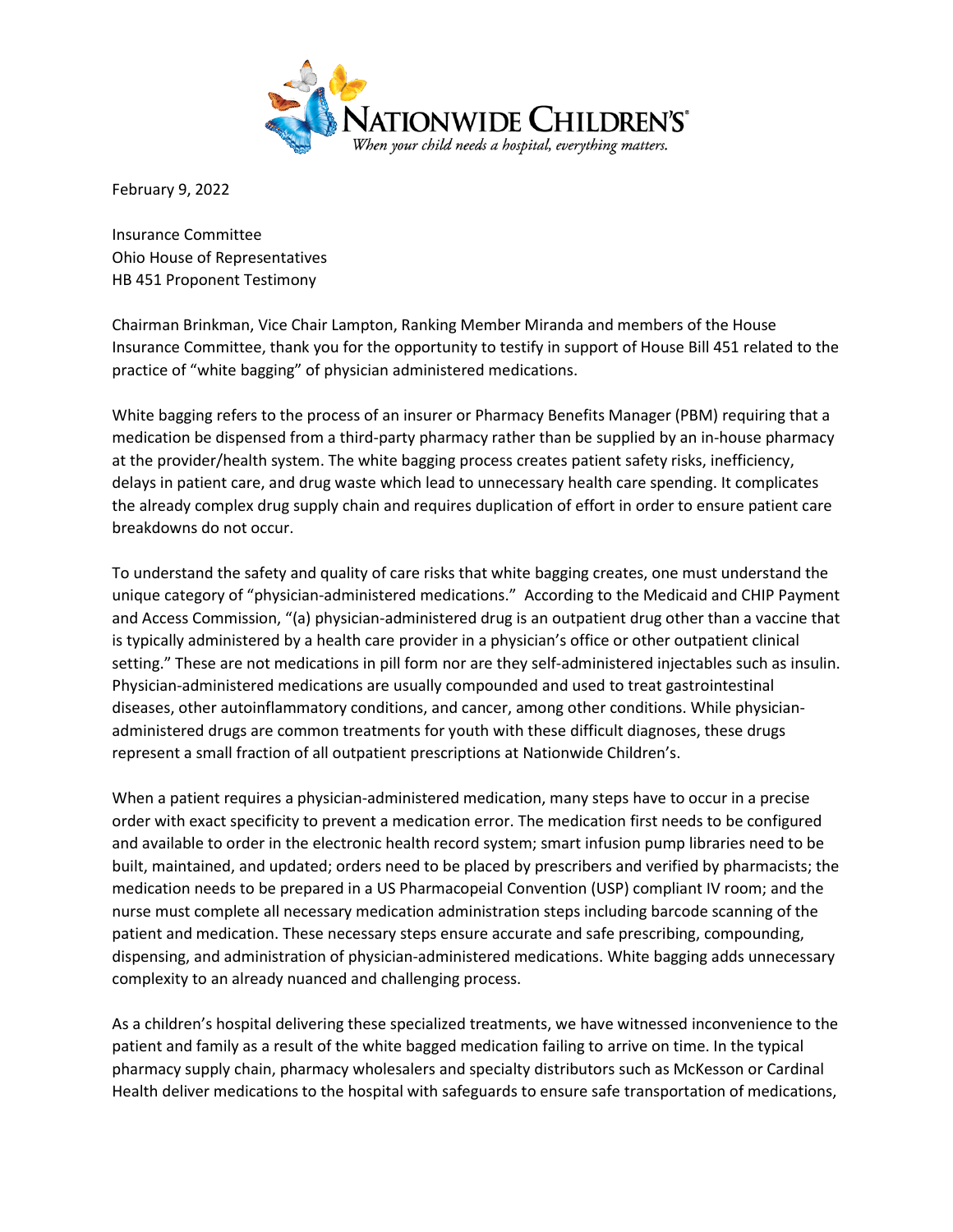NATIONWIDE CHILDREN'S
*When your child needs a hospital, everything matters.*

February 9, 2022

Insurance Committee
Ohio House of Representatives
HB 451 Proponent Testimony

Chairman Brinkman, Vice Chair Lampton, Ranking Member Miranda and members of the House Insurance Committee, thank you for the opportunity to testify in support of House Bill 451 related to the practice of "white bagging" of physician administered medications.

White bagging refers to the process of an insurer or Pharmacy Benefits Manager (PBM) requiring that a medication be dispensed from a third-party pharmacy rather than be supplied by an in-house pharmacy at the provider/health system. The white bagging process creates patient safety risks, inefficiency, delays in patient care, and drug waste which lead to unnecessary health care spending. It complicates the already complex drug supply chain and requires duplication of effort in order to ensure patient care breakdowns do not occur.

To understand the safety and quality of care risks that white bagging creates, one must understand the unique category of "physician-administered medications." According to the Medicaid and CHIP Payment and Access Commission, "(a) physician-administered drug is an outpatient drug other than a vaccine that is typically administered by a health care provider in a physician's office or other outpatient clinical setting." These are not medications in pill form nor are they self-administered injectables such as insulin. Physician-administered medications are usually compounded and used to treat gastrointestinal diseases, other autoinflammatory conditions, and cancer, among other conditions. While physician-administered drugs are common treatments for youth with these difficult diagnoses, these drugs represent a small fraction of all outpatient prescriptions at Nationwide Children's.

When a patient requires a physician-administered medication, many steps have to occur in a precise order with exact specificity to prevent a medication error. The medication first needs to be configured and available to order in the electronic health record system; smart infusion pump libraries need to be built, maintained, and updated; orders need to be placed by prescribers and verified by pharmacists; the medication needs to be prepared in a US Pharmacopeial Convention (USP) compliant IV room; and the nurse must complete all necessary medication administration steps including barcode scanning of the patient and medication. These necessary steps ensure accurate and safe prescribing, compounding, dispensing, and administration of physician-administered medications. White bagging adds unnecessary complexity to an already nuanced and challenging process.

As a children's hospital delivering these specialized treatments, we have witnessed inconvenience to the patient and family as a result of the white bagged medication failing to arrive on time. In the typical pharmacy supply chain, pharmacy wholesalers and specialty distributors such as McKesson or Cardinal Health deliver medications to the hospital with safeguards to ensure safe transportation of medications,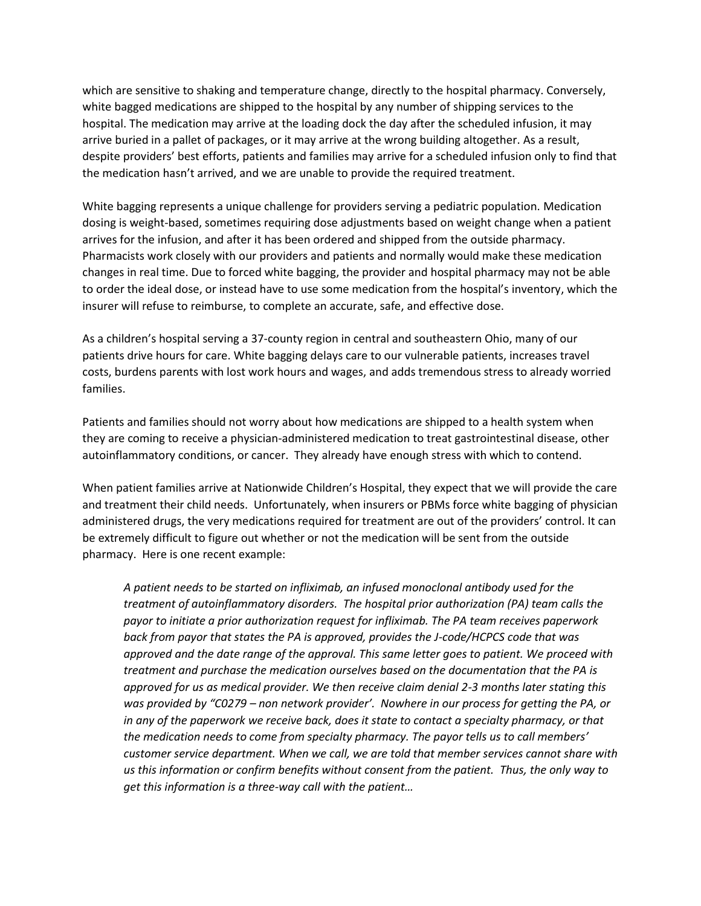which are sensitive to shaking and temperature change, directly to the hospital pharmacy. Conversely, white bagged medications are shipped to the hospital by any number of shipping services to the hospital. The medication may arrive at the loading dock the day after the scheduled infusion, it may arrive buried in a pallet of packages, or it may arrive at the wrong building altogether. As a result, despite providers' best efforts, patients and families may arrive for a scheduled infusion only to find that the medication hasn't arrived, and we are unable to provide the required treatment.

White bagging represents a unique challenge for providers serving a pediatric population. Medication dosing is weight-based, sometimes requiring dose adjustments based on weight change when a patient arrives for the infusion, and after it has been ordered and shipped from the outside pharmacy. Pharmacists work closely with our providers and patients and normally would make these medication changes in real time. Due to forced white bagging, the provider and hospital pharmacy may not be able to order the ideal dose, or instead have to use some medication from the hospital's inventory, which the insurer will refuse to reimburse, to complete an accurate, safe, and effective dose.

As a children's hospital serving a 37-county region in central and southeastern Ohio, many of our patients drive hours for care. White bagging delays care to our vulnerable patients, increases travel costs, burdens parents with lost work hours and wages, and adds tremendous stress to already worried families.

Patients and families should not worry about how medications are shipped to a health system when they are coming to receive a physician-administered medication to treat gastrointestinal disease, other autoinflammatory conditions, or cancer. They already have enough stress with which to contend.

When patient families arrive at Nationwide Children's Hospital, they expect that we will provide the care and treatment their child needs. Unfortunately, when insurers or PBMs force white bagging of physician administered drugs, the very medications required for treatment are out of the providers' control. It can be extremely difficult to figure out whether or not the medication will be sent from the outside pharmacy. Here is one recent example:

> *A patient needs to be started on infliximab, an infused monoclonal antibody used for the treatment of autoinflammatory disorders. The hospital prior authorization (PA) team calls the payor to initiate a prior authorization request for infliximab. The PA team receives paperwork back from payor that states the PA is approved, provides the J-code/HCPCS code that was approved and the date range of the approval. This same letter goes to patient. We proceed with treatment and purchase the medication ourselves based on the documentation that the PA is approved for us as medical provider. We then receive claim denial 2-3 months later stating this was provided by "C0279 – non network provider'. Nowhere in our process for getting the PA, or in any of the paperwork we receive back, does it state to contact a specialty pharmacy, or that the medication needs to come from specialty pharmacy. The payor tells us to call members' customer service department. When we call, we are told that member services cannot share with us this information or confirm benefits without consent from the patient. Thus, the only way to get this information is a three-way call with the patient…*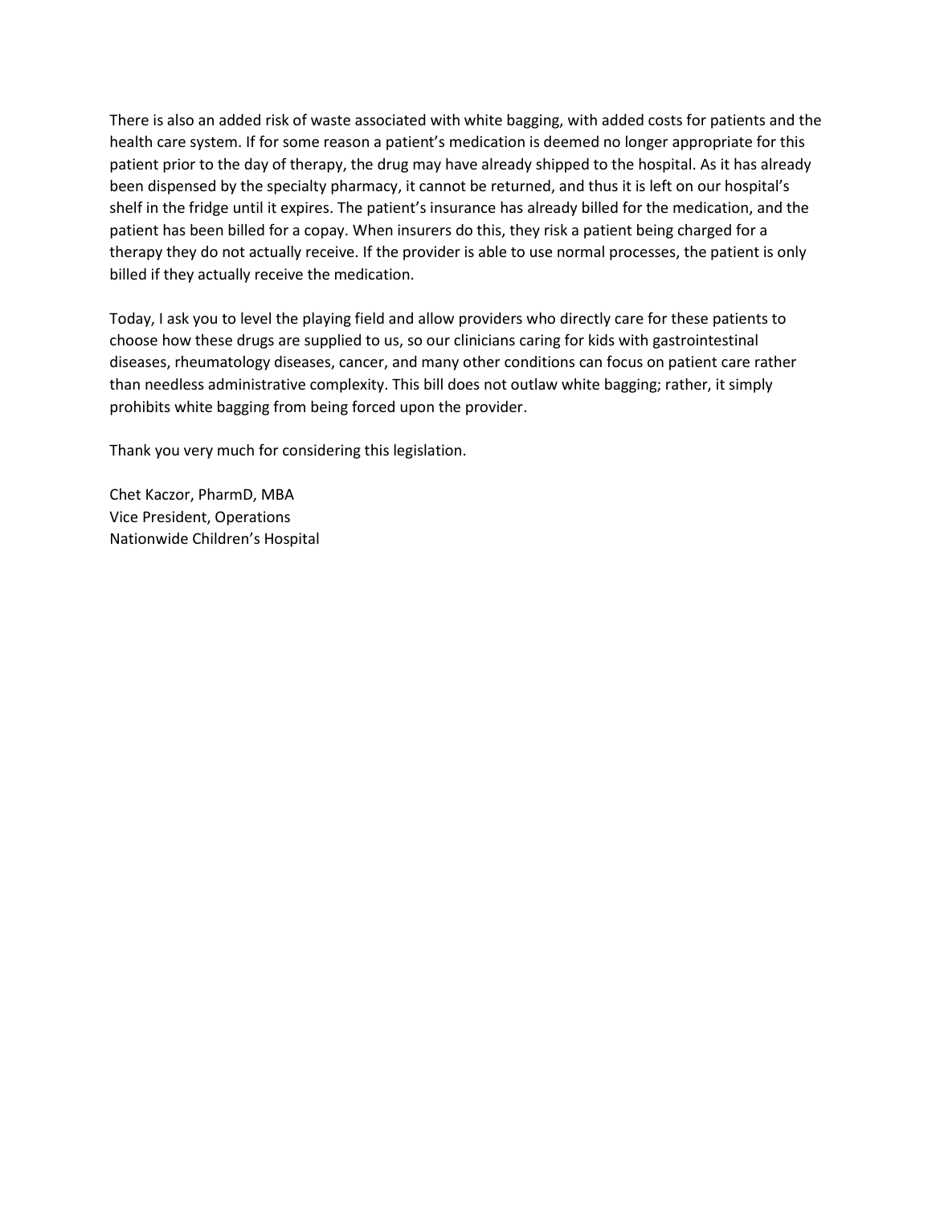There is also an added risk of waste associated with white bagging, with added costs for patients and the health care system. If for some reason a patient's medication is deemed no longer appropriate for this patient prior to the day of therapy, the drug may have already shipped to the hospital. As it has already been dispensed by the specialty pharmacy, it cannot be returned, and thus it is left on our hospital's shelf in the fridge until it expires. The patient's insurance has already billed for the medication, and the patient has been billed for a copay. When insurers do this, they risk a patient being charged for a therapy they do not actually receive. If the provider is able to use normal processes, the patient is only billed if they actually receive the medication.

Today, I ask you to level the playing field and allow providers who directly care for these patients to choose how these drugs are supplied to us, so our clinicians caring for kids with gastrointestinal diseases, rheumatology diseases, cancer, and many other conditions can focus on patient care rather than needless administrative complexity. This bill does not outlaw white bagging; rather, it simply prohibits white bagging from being forced upon the provider.

Thank you very much for considering this legislation.

Chet Kaczor, PharmD, MBA
Vice President, Operations
Nationwide Children's Hospital